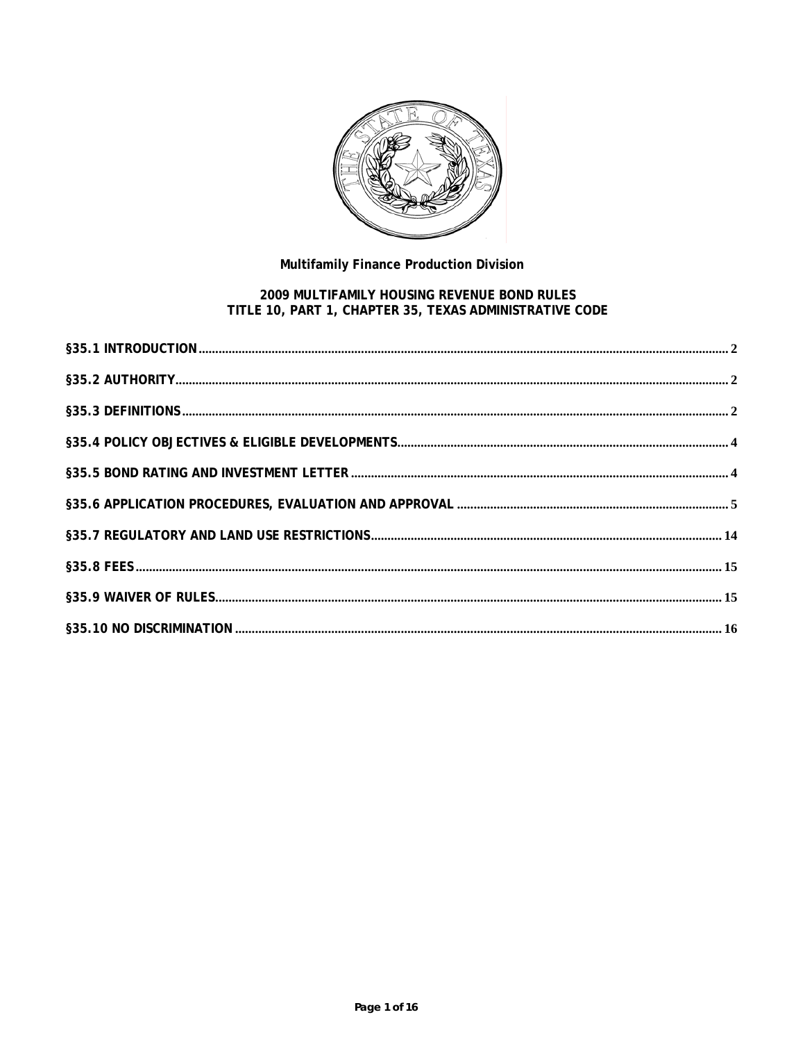**Multifamily Finance Production Division**

# 2009 MULTIFAMILY HOUSING REVENUE BOND RULES
# TITLE 10, PART 1, CHAPTER 35, TEXAS ADMINISTRATIVE CODE

- §35.1 INTRODUCTION .......... 2
- §35.2 AUTHORITY .......... 2
- §35.3 DEFINITIONS .......... 2
- §35.4 POLICY OBJECTIVES & ELIGIBLE DEVELOPMENTS .......... 4
- §35.5 BOND RATING AND INVESTMENT LETTER .......... 4
- §35.6 APPLICATION PROCEDURES, EVALUATION AND APPROVAL .......... 5
- §35.7 REGULATORY AND LAND USE RESTRICTIONS .......... 14
- §35.8 FEES .......... 15
- §35.9 WAIVER OF RULES .......... 15
- §35.10 NO DISCRIMINATION .......... 16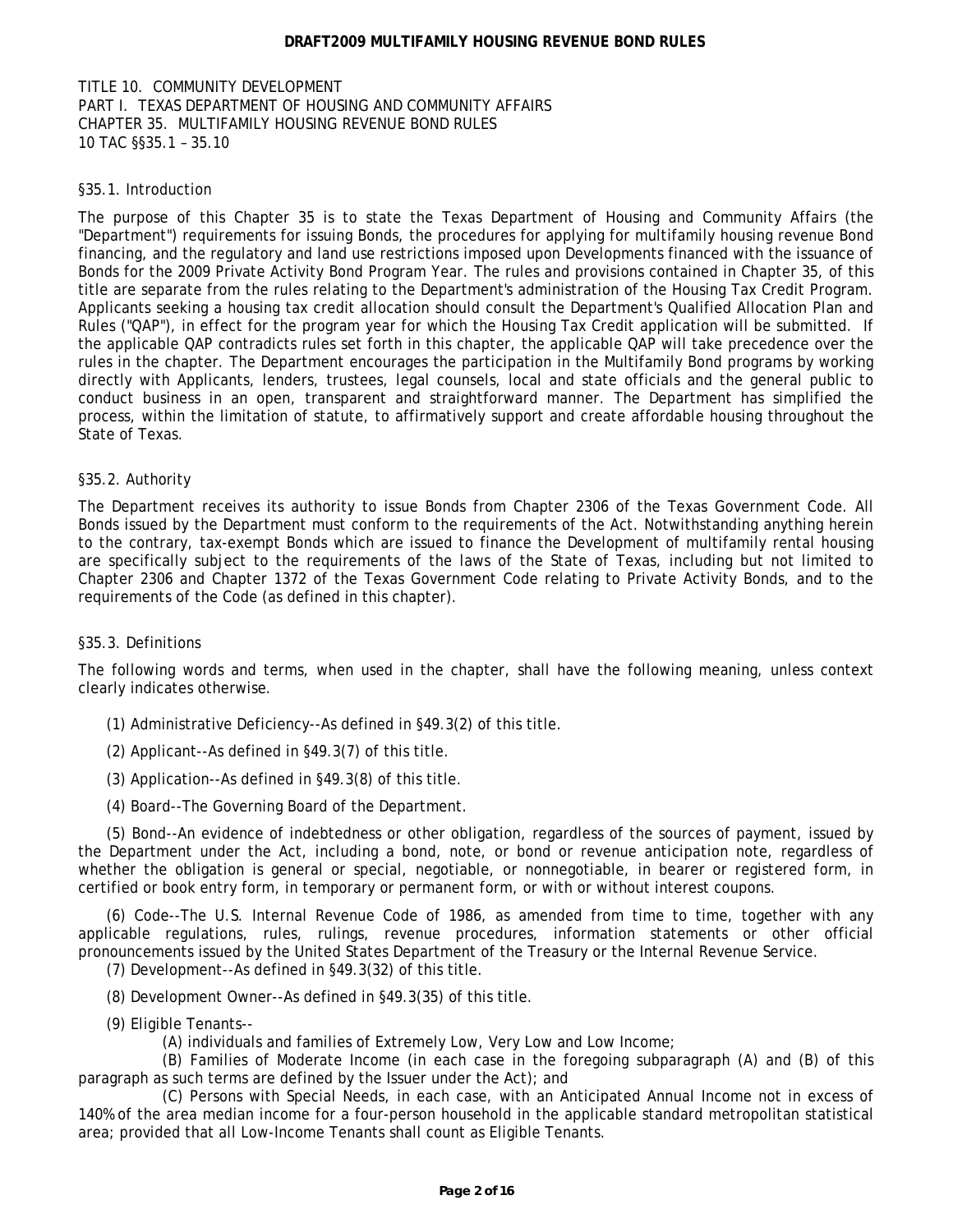TITLE 10. COMMUNITY DEVELOPMENT
PART I. TEXAS DEPARTMENT OF HOUSING AND COMMUNITY AFFAIRS
CHAPTER 35. MULTIFAMILY HOUSING REVENUE BOND RULES
10 TAC §§35.1 – 35.10

## §35.1. Introduction

The purpose of this Chapter 35 is to state the Texas Department of Housing and Community Affairs (the "Department") requirements for issuing Bonds, the procedures for applying for multifamily housing revenue Bond financing, and the regulatory and land use restrictions imposed upon Developments financed with the issuance of Bonds for the 2009 Private Activity Bond Program Year. The rules and provisions contained in Chapter 35, of this title are separate from the rules relating to the Department's administration of the Housing Tax Credit Program. Applicants seeking a housing tax credit allocation should consult the Department's Qualified Allocation Plan and Rules ("QAP"), in effect for the program year for which the Housing Tax Credit application will be submitted. If the applicable QAP contradicts rules set forth in this chapter, the applicable QAP will take precedence over the rules in the chapter. The Department encourages the participation in the Multifamily Bond programs by working directly with Applicants, lenders, trustees, legal counsels, local and state officials and the general public to conduct business in an open, transparent and straightforward manner. The Department has simplified the process, within the limitation of statute, to affirmatively support and create affordable housing throughout the State of Texas.

## §35.2. Authority

The Department receives its authority to issue Bonds from Chapter 2306 of the Texas Government Code. All Bonds issued by the Department must conform to the requirements of the Act. Notwithstanding anything herein to the contrary, tax-exempt Bonds which are issued to finance the Development of multifamily rental housing are specifically subject to the requirements of the laws of the State of Texas, including but not limited to Chapter 2306 and Chapter 1372 of the Texas Government Code relating to Private Activity Bonds, and to the requirements of the Code (as defined in this chapter).

## §35.3. Definitions

The following words and terms, when used in the chapter, shall have the following meaning, unless context clearly indicates otherwise.

(1) Administrative Deficiency--As defined in §49.3(2) of this title.

(2) Applicant--As defined in §49.3(7) of this title.

(3) Application--As defined in §49.3(8) of this title.

(4) Board--The Governing Board of the Department.

(5) Bond--An evidence of indebtedness or other obligation, regardless of the sources of payment, issued by the Department under the Act, including a bond, note, or bond or revenue anticipation note, regardless of whether the obligation is general or special, negotiable, or nonnegotiable, in bearer or registered form, in certified or book entry form, in temporary or permanent form, or with or without interest coupons.

(6) Code--The U.S. Internal Revenue Code of 1986, as amended from time to time, together with any applicable regulations, rules, rulings, revenue procedures, information statements or other official pronouncements issued by the United States Department of the Treasury or the Internal Revenue Service.

(7) Development--As defined in §49.3(32) of this title.

(8) Development Owner--As defined in §49.3(35) of this title.

(9) Eligible Tenants--

(A) individuals and families of Extremely Low, Very Low and Low Income;

(B) Families of Moderate Income (in each case in the foregoing subparagraph (A) and (B) of this paragraph as such terms are defined by the Issuer under the Act); and

(C) Persons with Special Needs, in each case, with an Anticipated Annual Income not in excess of 140% of the area median income for a four-person household in the applicable standard metropolitan statistical area; provided that all Low-Income Tenants shall count as Eligible Tenants.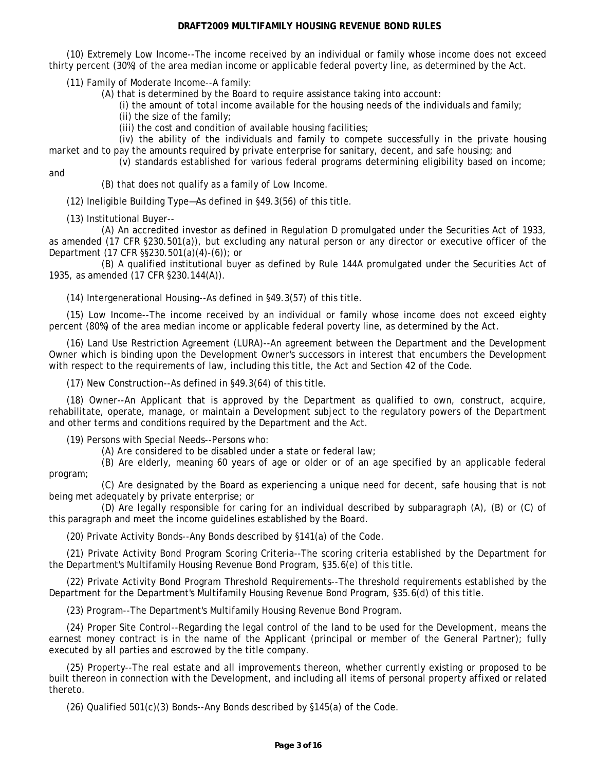(10) Extremely Low Income--The income received by an individual or family whose income does not exceed thirty percent (30%) of the area median income or applicable federal poverty line, as determined by the Act.

(11) Family of Moderate Income--A family:

(A) that is determined by the Board to require assistance taking into account:

(i) the amount of total income available for the housing needs of the individuals and family;

(ii) the size of the family;

(iii) the cost and condition of available housing facilities;

(iv) the ability of the individuals and family to compete successfully in the private housing market and to pay the amounts required by private enterprise for sanitary, decent, and safe housing; and

(v) standards established for various federal programs determining eligibility based on income; and

(B) that does not qualify as a family of Low Income.

(12) Ineligible Building Type—As defined in §49.3(56) of this title.

(13) Institutional Buyer--

(A) An accredited investor as defined in Regulation D promulgated under the Securities Act of 1933, as amended (17 CFR §230.501(a)), but excluding any natural person or any director or executive officer of the Department (17 CFR §§230.501(a)(4)-(6)); or

(B) A qualified institutional buyer as defined by Rule 144A promulgated under the Securities Act of 1935, as amended (17 CFR §230.144(A)).

(14) Intergenerational Housing--As defined in §49.3(57) of this title.

(15) Low Income--The income received by an individual or family whose income does not exceed eighty percent (80%) of the area median income or applicable federal poverty line, as determined by the Act.

(16) Land Use Restriction Agreement (LURA)--An agreement between the Department and the Development Owner which is binding upon the Development Owner's successors in interest that encumbers the Development with respect to the requirements of law, including this title, the Act and Section 42 of the Code.

(17) New Construction--As defined in §49.3(64) of this title.

(18) Owner--An Applicant that is approved by the Department as qualified to own, construct, acquire, rehabilitate, operate, manage, or maintain a Development subject to the regulatory powers of the Department and other terms and conditions required by the Department and the Act.

(19) Persons with Special Needs--Persons who:

(A) Are considered to be disabled under a state or federal law;

(B) Are elderly, meaning 60 years of age or older or of an age specified by an applicable federal program;

(C) Are designated by the Board as experiencing a unique need for decent, safe housing that is not being met adequately by private enterprise; or

(D) Are legally responsible for caring for an individual described by subparagraph (A), (B) or (C) of this paragraph and meet the income guidelines established by the Board.

(20) Private Activity Bonds--Any Bonds described by §141(a) of the Code.

(21) Private Activity Bond Program Scoring Criteria--The scoring criteria established by the Department for the Department's Multifamily Housing Revenue Bond Program, §35.6(e) of this title.

(22) Private Activity Bond Program Threshold Requirements--The threshold requirements established by the Department for the Department's Multifamily Housing Revenue Bond Program, §35.6(d) of this title.

(23) Program--The Department's Multifamily Housing Revenue Bond Program.

(24) Proper Site Control--Regarding the legal control of the land to be used for the Development, means the earnest money contract is in the name of the Applicant (principal or member of the General Partner); fully executed by all parties and escrowed by the title company.

(25) Property--The real estate and all improvements thereon, whether currently existing or proposed to be built thereon in connection with the Development, and including all items of personal property affixed or related thereto.

(26) Qualified 501(c)(3) Bonds--Any Bonds described by §145(a) of the Code.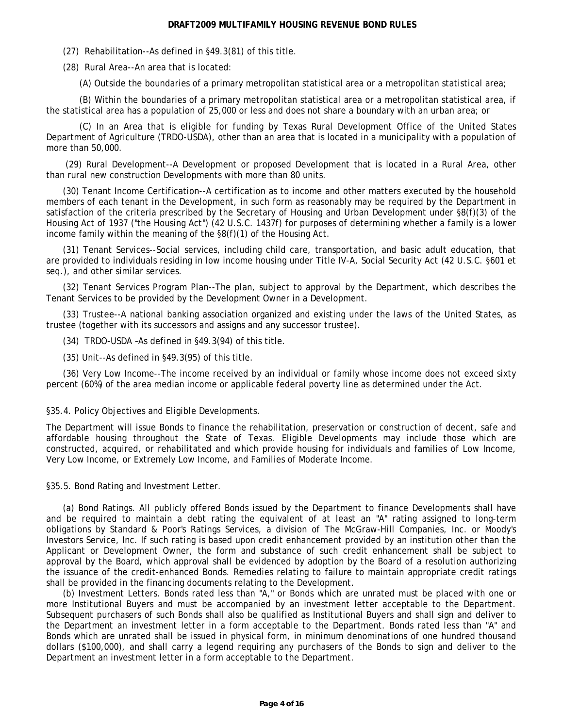(27) Rehabilitation--As defined in §49.3(81) of this title.

(28) Rural Area--An area that is located:

(A) Outside the boundaries of a primary metropolitan statistical area or a metropolitan statistical area;

(B) Within the boundaries of a primary metropolitan statistical area or a metropolitan statistical area, if the statistical area has a population of 25,000 or less and does not share a boundary with an urban area; or

(C) In an Area that is eligible for funding by Texas Rural Development Office of the United States Department of Agriculture (TRDO-USDA), other than an area that is located in a municipality with a population of more than 50,000.

(29) Rural Development--A Development or proposed Development that is located in a Rural Area, other than rural new construction Developments with more than 80 units.

(30) Tenant Income Certification--A certification as to income and other matters executed by the household members of each tenant in the Development, in such form as reasonably may be required by the Department in satisfaction of the criteria prescribed by the Secretary of Housing and Urban Development under §8(f)(3) of the Housing Act of 1937 ("the Housing Act") (42 U.S.C. 1437f) for purposes of determining whether a family is a lower income family within the meaning of the §8(f)(1) of the Housing Act.

(31) Tenant Services--Social services, including child care, transportation, and basic adult education, that are provided to individuals residing in low income housing under Title IV-A, Social Security Act (42 U.S.C. §601 et seq.), and other similar services.

(32) Tenant Services Program Plan--The plan, subject to approval by the Department, which describes the Tenant Services to be provided by the Development Owner in a Development.

(33) Trustee--A national banking association organized and existing under the laws of the United States, as trustee (together with its successors and assigns and any successor trustee).

(34) TRDO-USDA –As defined in §49.3(94) of this title.

(35) Unit--As defined in §49.3(95) of this title.

(36) Very Low Income--The income received by an individual or family whose income does not exceed sixty percent (60%) of the area median income or applicable federal poverty line as determined under the Act.

§35.4. Policy Objectives and Eligible Developments.

The Department will issue Bonds to finance the rehabilitation, preservation or construction of decent, safe and affordable housing throughout the State of Texas. Eligible Developments may include those which are constructed, acquired, or rehabilitated and which provide housing for individuals and families of Low Income, Very Low Income, or Extremely Low Income, and Families of Moderate Income.

§35.5. Bond Rating and Investment Letter.

(a) Bond Ratings. All publicly offered Bonds issued by the Department to finance Developments shall have and be required to maintain a debt rating the equivalent of at least an "A" rating assigned to long-term obligations by Standard & Poor's Ratings Services, a division of The McGraw-Hill Companies, Inc. or Moody's Investors Service, Inc. If such rating is based upon credit enhancement provided by an institution other than the Applicant or Development Owner, the form and substance of such credit enhancement shall be subject to approval by the Board, which approval shall be evidenced by adoption by the Board of a resolution authorizing the issuance of the credit-enhanced Bonds. Remedies relating to failure to maintain appropriate credit ratings shall be provided in the financing documents relating to the Development.

(b) Investment Letters. Bonds rated less than "A," or Bonds which are unrated must be placed with one or more Institutional Buyers and must be accompanied by an investment letter acceptable to the Department. Subsequent purchasers of such Bonds shall also be qualified as Institutional Buyers and shall sign and deliver to the Department an investment letter in a form acceptable to the Department. Bonds rated less than "A" and Bonds which are unrated shall be issued in physical form, in minimum denominations of one hundred thousand dollars ($100,000), and shall carry a legend requiring any purchasers of the Bonds to sign and deliver to the Department an investment letter in a form acceptable to the Department.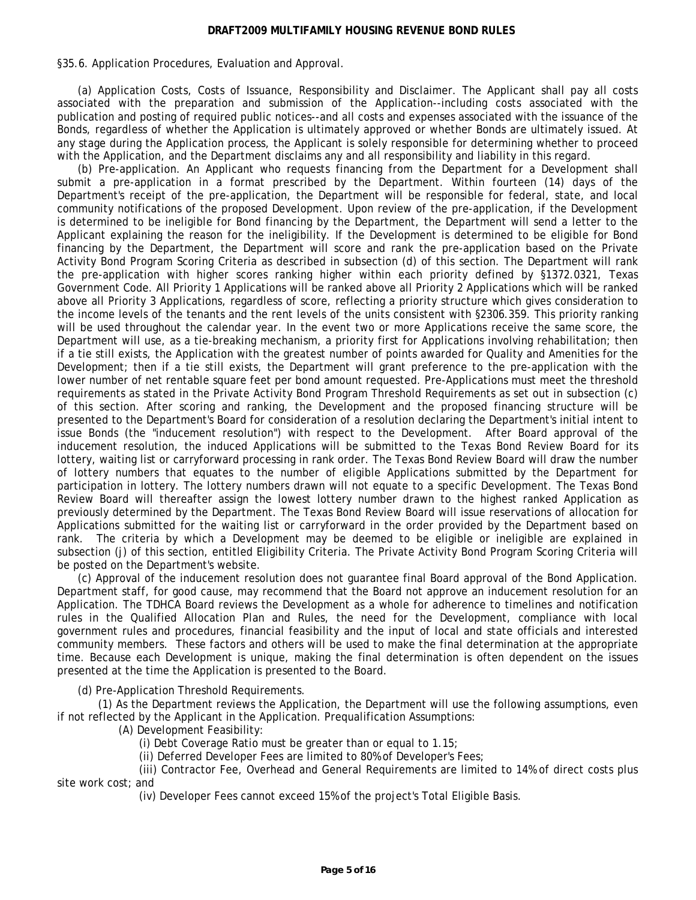§35.6. Application Procedures, Evaluation and Approval.

(a) Application Costs, Costs of Issuance, Responsibility and Disclaimer. The Applicant shall pay all costs associated with the preparation and submission of the Application--including costs associated with the publication and posting of required public notices--and all costs and expenses associated with the issuance of the Bonds, regardless of whether the Application is ultimately approved or whether Bonds are ultimately issued. At any stage during the Application process, the Applicant is solely responsible for determining whether to proceed with the Application, and the Department disclaims any and all responsibility and liability in this regard.

(b) Pre-application. An Applicant who requests financing from the Department for a Development shall submit a pre-application in a format prescribed by the Department. Within fourteen (14) days of the Department's receipt of the pre-application, the Department will be responsible for federal, state, and local community notifications of the proposed Development. Upon review of the pre-application, if the Development is determined to be ineligible for Bond financing by the Department, the Department will send a letter to the Applicant explaining the reason for the ineligibility. If the Development is determined to be eligible for Bond financing by the Department, the Department will score and rank the pre-application based on the Private Activity Bond Program Scoring Criteria as described in subsection (d) of this section. The Department will rank the pre-application with higher scores ranking higher within each priority defined by §1372.0321, Texas Government Code. All Priority 1 Applications will be ranked above all Priority 2 Applications which will be ranked above all Priority 3 Applications, regardless of score, reflecting a priority structure which gives consideration to the income levels of the tenants and the rent levels of the units consistent with §2306.359. This priority ranking will be used throughout the calendar year. In the event two or more Applications receive the same score, the Department will use, as a tie-breaking mechanism, a priority first for Applications involving rehabilitation; then if a tie still exists, the Application with the greatest number of points awarded for Quality and Amenities for the Development; then if a tie still exists, the Department will grant preference to the pre-application with the lower number of net rentable square feet per bond amount requested. Pre-Applications must meet the threshold requirements as stated in the Private Activity Bond Program Threshold Requirements as set out in subsection (c) of this section. After scoring and ranking, the Development and the proposed financing structure will be presented to the Department's Board for consideration of a resolution declaring the Department's initial intent to issue Bonds (the "inducement resolution") with respect to the Development. After Board approval of the inducement resolution, the induced Applications will be submitted to the Texas Bond Review Board for its lottery, waiting list or carryforward processing in rank order. The Texas Bond Review Board will draw the number of lottery numbers that equates to the number of eligible Applications submitted by the Department for participation in lottery. The lottery numbers drawn will not equate to a specific Development. The Texas Bond Review Board will thereafter assign the lowest lottery number drawn to the highest ranked Application as previously determined by the Department. The Texas Bond Review Board will issue reservations of allocation for Applications submitted for the waiting list or carryforward in the order provided by the Department based on rank. The criteria by which a Development may be deemed to be eligible or ineligible are explained in subsection (j) of this section, entitled Eligibility Criteria. The Private Activity Bond Program Scoring Criteria will be posted on the Department's website.

(c) Approval of the inducement resolution does not guarantee final Board approval of the Bond Application. Department staff, for good cause, may recommend that the Board not approve an inducement resolution for an Application. The TDHCA Board reviews the Development as a whole for adherence to timelines and notification rules in the Qualified Allocation Plan and Rules, the need for the Development, compliance with local government rules and procedures, financial feasibility and the input of local and state officials and interested community members. These factors and others will be used to make the final determination at the appropriate time. Because each Development is unique, making the final determination is often dependent on the issues presented at the time the Application is presented to the Board.

(d) Pre-Application Threshold Requirements.

(1) As the Department reviews the Application, the Department will use the following assumptions, even if not reflected by the Applicant in the Application. Prequalification Assumptions:

(A) Development Feasibility:

(i) Debt Coverage Ratio must be greater than or equal to 1.15;

(ii) Deferred Developer Fees are limited to 80% of Developer's Fees;

(iii) Contractor Fee, Overhead and General Requirements are limited to 14% of direct costs plus site work cost; and

(iv) Developer Fees cannot exceed 15% of the project's Total Eligible Basis.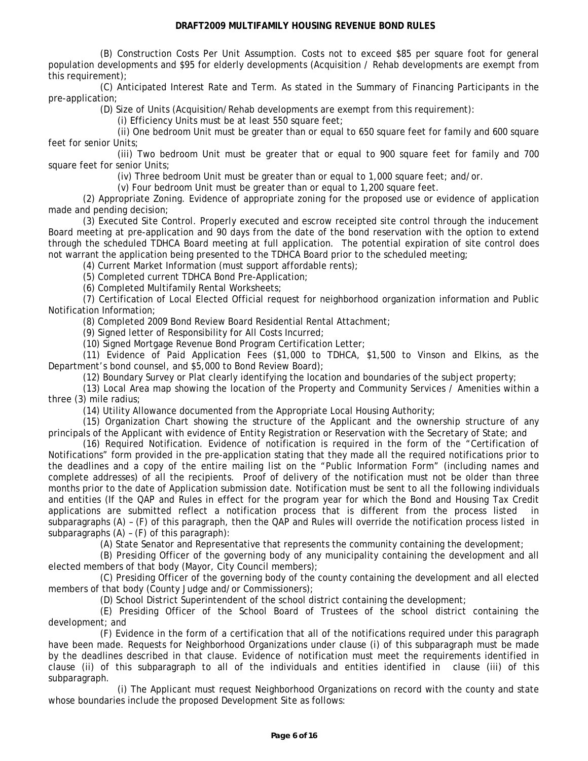(B) Construction Costs Per Unit Assumption. Costs not to exceed $85 per square foot for general population developments and $95 for elderly developments (Acquisition / Rehab developments are exempt from this requirement);

(C) Anticipated Interest Rate and Term. As stated in the Summary of Financing Participants in the pre-application;

(D) Size of Units (Acquisition/Rehab developments are exempt from this requirement):

(i) Efficiency Units must be at least 550 square feet;

(ii) One bedroom Unit must be greater than or equal to 650 square feet for family and 600 square feet for senior Units;

(iii) Two bedroom Unit must be greater that or equal to 900 square feet for family and 700 square feet for senior Units;

(iv) Three bedroom Unit must be greater than or equal to 1,000 square feet; and/or.

(v) Four bedroom Unit must be greater than or equal to 1,200 square feet.

(2) Appropriate Zoning. Evidence of appropriate zoning for the proposed use or evidence of application made and pending decision;

(3) Executed Site Control. Properly executed and escrow receipted site control through the inducement Board meeting at pre-application and 90 days from the date of the bond reservation with the option to extend through the scheduled TDHCA Board meeting at full application. The potential expiration of site control does not warrant the application being presented to the TDHCA Board prior to the scheduled meeting;

(4) Current Market Information (must support affordable rents);

(5) Completed current TDHCA Bond Pre-Application;

(6) Completed Multifamily Rental Worksheets;

(7) Certification of Local Elected Official request for neighborhood organization information and Public Notification Information;

(8) Completed 2009 Bond Review Board Residential Rental Attachment;

(9) Signed letter of Responsibility for All Costs Incurred;

(10) Signed Mortgage Revenue Bond Program Certification Letter;

(11) Evidence of Paid Application Fees ($1,000 to TDHCA, $1,500 to Vinson and Elkins, as the Department's bond counsel, and $5,000 to Bond Review Board);

(12) Boundary Survey or Plat clearly identifying the location and boundaries of the subject property;

(13) Local Area map showing the location of the Property and Community Services / Amenities within a three (3) mile radius;

(14) Utility Allowance documented from the Appropriate Local Housing Authority;

(15) Organization Chart showing the structure of the Applicant and the ownership structure of any principals of the Applicant with evidence of Entity Registration or Reservation with the Secretary of State; and

(16) Required Notification. Evidence of notification is required in the form of the "Certification of Notifications" form provided in the pre-application stating that they made all the required notifications prior to the deadlines and a copy of the entire mailing list on the "Public Information Form" (including names and complete addresses) of all the recipients. Proof of delivery of the notification must not be older than three months prior to the date of Application submission date. Notification must be sent to all the following individuals and entities (If the QAP and Rules in effect for the program year for which the Bond and Housing Tax Credit applications are submitted reflect a notification process that is different from the process listed in subparagraphs (A) – (F) of this paragraph, then the QAP and Rules will override the notification process listed in subparagraphs (A) – (F) of this paragraph):

(A) State Senator and Representative that represents the community containing the development;

(B) Presiding Officer of the governing body of any municipality containing the development and all elected members of that body (Mayor, City Council members);

(C) Presiding Officer of the governing body of the county containing the development and all elected members of that body (County Judge and/or Commissioners);

(D) School District Superintendent of the school district containing the development;

(E) Presiding Officer of the School Board of Trustees of the school district containing the development; and

(F) Evidence in the form of a certification that all of the notifications required under this paragraph have been made. Requests for Neighborhood Organizations under clause (i) of this subparagraph must be made by the deadlines described in that clause. Evidence of notification must meet the requirements identified in clause (ii) of this subparagraph to all of the individuals and entities identified in clause (iii) of this subparagraph.

(i) The Applicant must request Neighborhood Organizations on record with the county and state whose boundaries include the proposed Development Site as follows: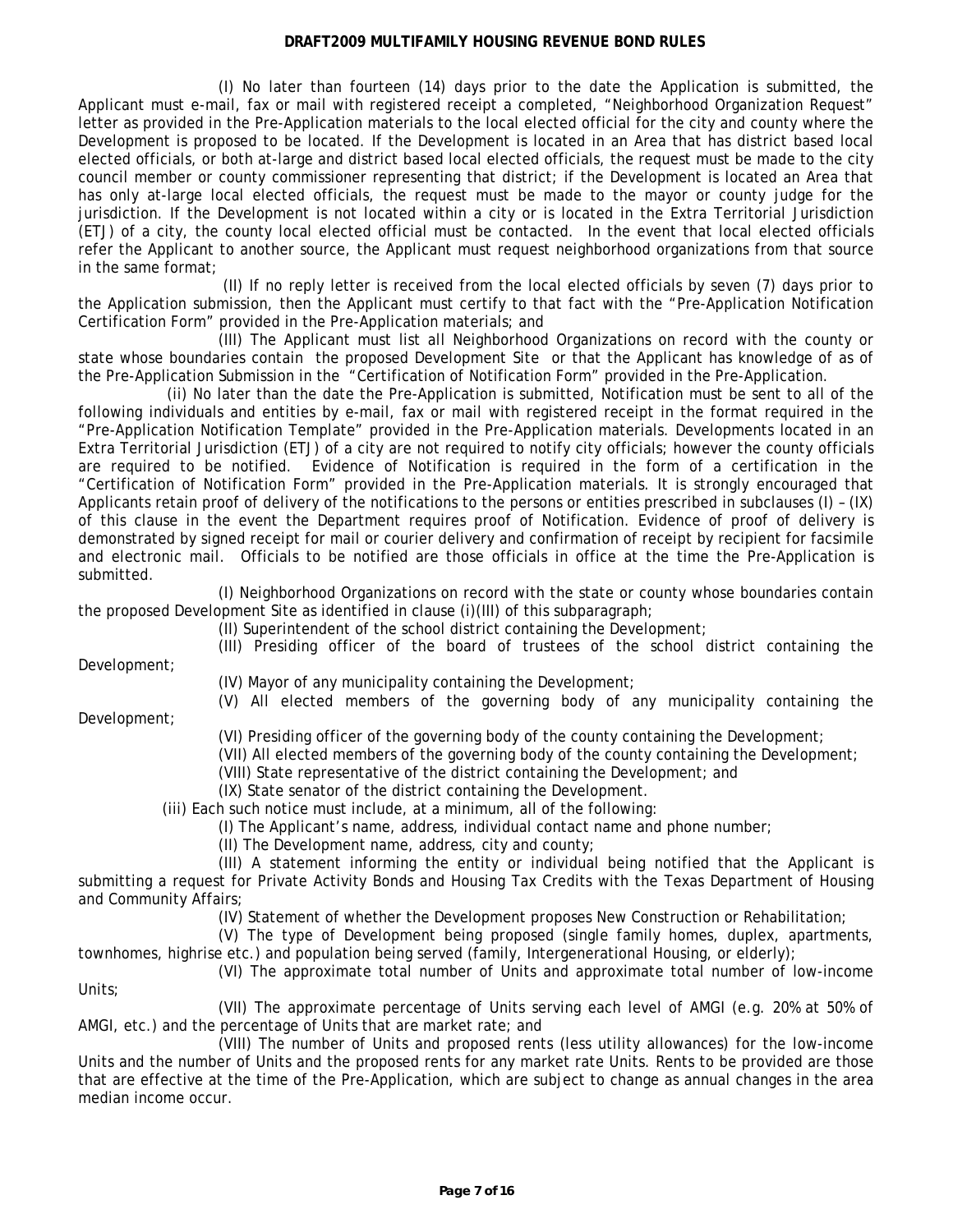(I) No later than fourteen (14) days prior to the date the Application is submitted, the Applicant must e-mail, fax or mail with registered receipt a completed, "Neighborhood Organization Request" letter as provided in the Pre-Application materials to the local elected official for the city and county where the Development is proposed to be located. If the Development is located in an Area that has district based local elected officials, or both at-large and district based local elected officials, the request must be made to the city council member or county commissioner representing that district; if the Development is located an Area that has only at-large local elected officials, the request must be made to the mayor or county judge for the jurisdiction. If the Development is not located within a city or is located in the Extra Territorial Jurisdiction (ETJ) of a city, the county local elected official must be contacted. In the event that local elected officials refer the Applicant to another source, the Applicant must request neighborhood organizations from that source in the same format;

(II) If no reply letter is received from the local elected officials by seven (7) days prior to the Application submission, then the Applicant must certify to that fact with the "Pre-Application Notification Certification Form" provided in the Pre-Application materials; and

(III) The Applicant must list all Neighborhood Organizations on record with the county or state whose boundaries contain the proposed Development Site or that the Applicant has knowledge of as of the Pre-Application Submission in the "Certification of Notification Form" provided in the Pre-Application.

(ii) No later than the date the Pre-Application is submitted, Notification must be sent to all of the following individuals and entities by e-mail, fax or mail with registered receipt in the format required in the "Pre-Application Notification Template" provided in the Pre-Application materials. Developments located in an Extra Territorial Jurisdiction (ETJ) of a city are not required to notify city officials; however the county officials are required to be notified. Evidence of Notification is required in the form of a certification in the "Certification of Notification Form" provided in the Pre-Application materials. It is strongly encouraged that Applicants retain proof of delivery of the notifications to the persons or entities prescribed in subclauses (I) – (IX) of this clause in the event the Department requires proof of Notification. Evidence of proof of delivery is demonstrated by signed receipt for mail or courier delivery and confirmation of receipt by recipient for facsimile and electronic mail. Officials to be notified are those officials in office at the time the Pre-Application is submitted.

(I) Neighborhood Organizations on record with the state or county whose boundaries contain the proposed Development Site as identified in clause (i)(III) of this subparagraph;

(II) Superintendent of the school district containing the Development;

(III) Presiding officer of the board of trustees of the school district containing the Development;

(IV) Mayor of any municipality containing the Development;

(V) All elected members of the governing body of any municipality containing the Development;

(VI) Presiding officer of the governing body of the county containing the Development;

(VII) All elected members of the governing body of the county containing the Development;

(VIII) State representative of the district containing the Development; and

(IX) State senator of the district containing the Development.

(iii) Each such notice must include, at a minimum, all of the following:

(I) The Applicant's name, address, individual contact name and phone number;

(II) The Development name, address, city and county;

(III) A statement informing the entity or individual being notified that the Applicant is submitting a request for Private Activity Bonds and Housing Tax Credits with the Texas Department of Housing and Community Affairs;

(IV) Statement of whether the Development proposes New Construction or Rehabilitation;

(V) The type of Development being proposed (single family homes, duplex, apartments, townhomes, highrise etc.) and population being served (family, Intergenerational Housing, or elderly);

(VI) The approximate total number of Units and approximate total number of low-income Units;

(VII) The approximate percentage of Units serving each level of AMGI (e.g. 20% at 50% of AMGI, etc.) and the percentage of Units that are market rate; and

(VIII) The number of Units and proposed rents (less utility allowances) for the low-income Units and the number of Units and the proposed rents for any market rate Units. Rents to be provided are those that are effective at the time of the Pre-Application, which are subject to change as annual changes in the area median income occur.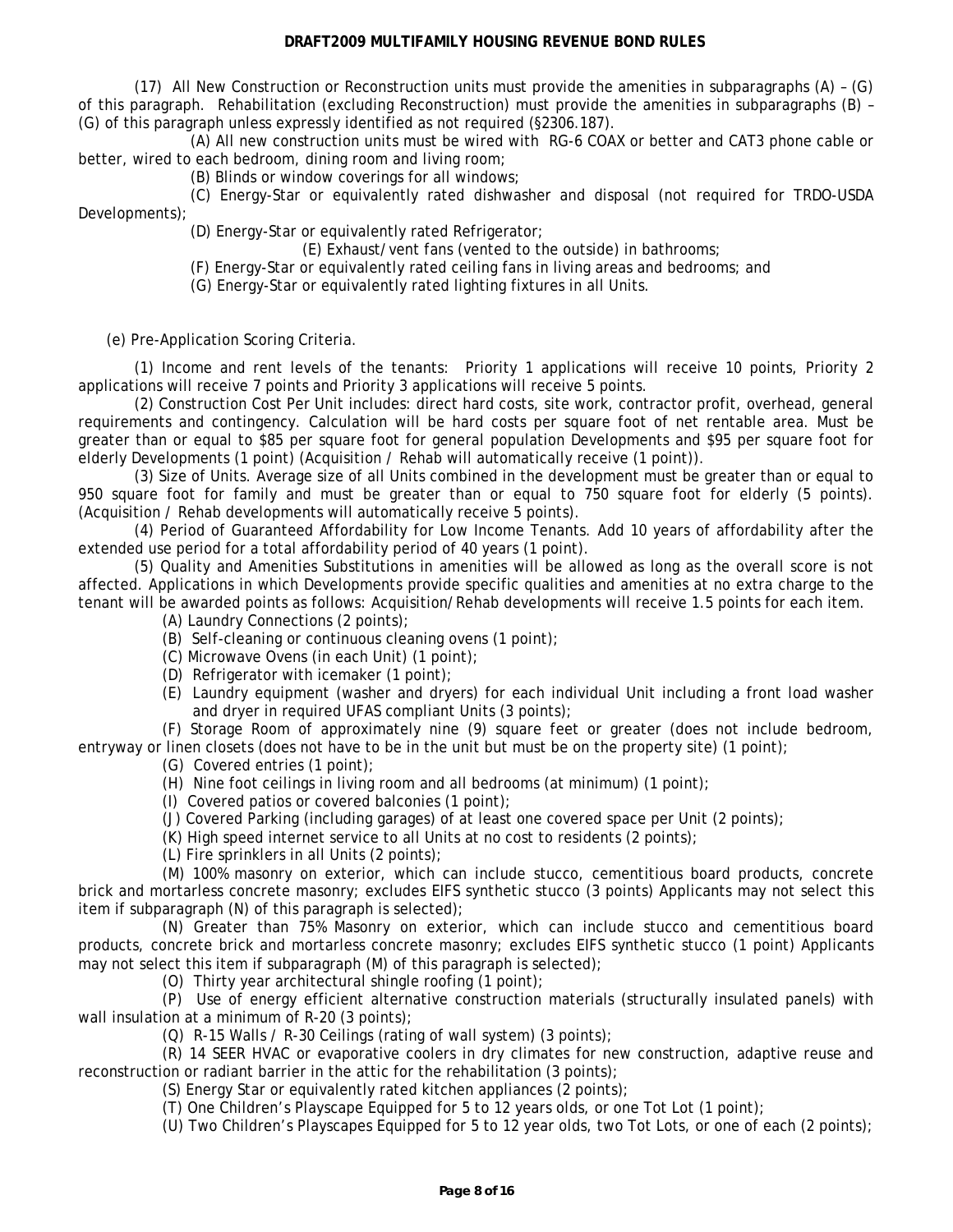(17) All New Construction or Reconstruction units must provide the amenities in subparagraphs (A) – (G) of this paragraph. Rehabilitation (excluding Reconstruction) must provide the amenities in subparagraphs (B) – (G) of this paragraph unless expressly identified as not required (§2306.187).

(A) All new construction units must be wired with RG-6 COAX or better and CAT3 phone cable or better, wired to each bedroom, dining room and living room;

(B) Blinds or window coverings for all windows;

(C) Energy-Star or equivalently rated dishwasher and disposal (not required for TRDO-USDA Developments);

(D) Energy-Star or equivalently rated Refrigerator;

(E) Exhaust/vent fans (vented to the outside) in bathrooms;

(F) Energy-Star or equivalently rated ceiling fans in living areas and bedrooms; and

(G) Energy-Star or equivalently rated lighting fixtures in all Units.

(e) Pre-Application Scoring Criteria.

(1) Income and rent levels of the tenants: Priority 1 applications will receive 10 points, Priority 2 applications will receive 7 points and Priority 3 applications will receive 5 points.

(2) Construction Cost Per Unit includes: direct hard costs, site work, contractor profit, overhead, general requirements and contingency. Calculation will be hard costs per square foot of net rentable area. Must be greater than or equal to $85 per square foot for general population Developments and $95 per square foot for elderly Developments (1 point) (Acquisition / Rehab will automatically receive (1 point)).

(3) Size of Units. Average size of all Units combined in the development must be greater than or equal to 950 square foot for family and must be greater than or equal to 750 square foot for elderly (5 points). (Acquisition / Rehab developments will automatically receive 5 points).

(4) Period of Guaranteed Affordability for Low Income Tenants. Add 10 years of affordability after the extended use period for a total affordability period of 40 years (1 point).

(5) Quality and Amenities Substitutions in amenities will be allowed as long as the overall score is not affected. Applications in which Developments provide specific qualities and amenities at no extra charge to the tenant will be awarded points as follows: Acquisition/Rehab developments will receive 1.5 points for each item.

(A) Laundry Connections (2 points);

(B) Self-cleaning or continuous cleaning ovens (1 point);

(C) Microwave Ovens (in each Unit) (1 point);

(D) Refrigerator with icemaker (1 point);

(E) Laundry equipment (washer and dryers) for each individual Unit including a front load washer and dryer in required UFAS compliant Units (3 points);

(F) Storage Room of approximately nine (9) square feet or greater (does not include bedroom, entryway or linen closets (does not have to be in the unit but must be on the property site) (1 point);

(G) Covered entries (1 point);

(H) Nine foot ceilings in living room and all bedrooms (at minimum) (1 point);

(I) Covered patios or covered balconies (1 point);

(J) Covered Parking (including garages) of at least one covered space per Unit (2 points);

(K) High speed internet service to all Units at no cost to residents (2 points);

(L) Fire sprinklers in all Units (2 points);

(M) 100% masonry on exterior, which can include stucco, cementitious board products, concrete brick and mortarless concrete masonry; excludes EIFS synthetic stucco (3 points) Applicants may not select this item if subparagraph (N) of this paragraph is selected);

(N) Greater than 75% Masonry on exterior, which can include stucco and cementitious board products, concrete brick and mortarless concrete masonry; excludes EIFS synthetic stucco (1 point) Applicants may not select this item if subparagraph (M) of this paragraph is selected);

(O) Thirty year architectural shingle roofing (1 point);

(P) Use of energy efficient alternative construction materials (structurally insulated panels) with wall insulation at a minimum of R-20 (3 points);

(Q) R-15 Walls / R-30 Ceilings (rating of wall system) (3 points);

(R) 14 SEER HVAC or evaporative coolers in dry climates for new construction, adaptive reuse and reconstruction or radiant barrier in the attic for the rehabilitation (3 points);

(S) Energy Star or equivalently rated kitchen appliances (2 points);

(T) One Children's Playscape Equipped for 5 to 12 years olds, or one Tot Lot (1 point);

(U) Two Children's Playscapes Equipped for 5 to 12 year olds, two Tot Lots, or one of each (2 points);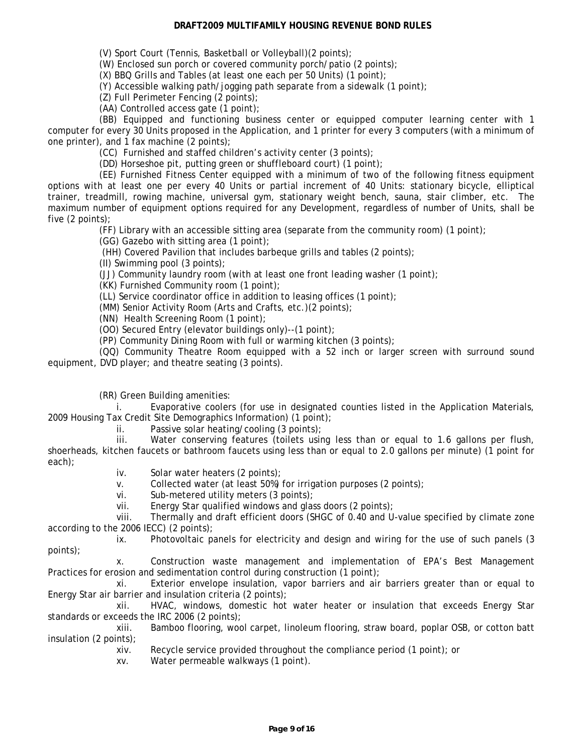(V) Sport Court (Tennis, Basketball or Volleyball)(2 points);

(W) Enclosed sun porch or covered community porch/patio (2 points);

(X) BBQ Grills and Tables (at least one each per 50 Units) (1 point);

(Y) Accessible walking path/jogging path separate from a sidewalk (1 point);

(Z) Full Perimeter Fencing (2 points);

(AA) Controlled access gate (1 point);

(BB) Equipped and functioning business center or equipped computer learning center with 1 computer for every 30 Units proposed in the Application, and 1 printer for every 3 computers (with a minimum of one printer), and 1 fax machine (2 points);

(CC) Furnished and staffed children's activity center (3 points);

(DD) Horseshoe pit, putting green or shuffleboard court) (1 point);

(EE) Furnished Fitness Center equipped with a minimum of two of the following fitness equipment options with at least one per every 40 Units or partial increment of 40 Units: stationary bicycle, elliptical trainer, treadmill, rowing machine, universal gym, stationary weight bench, sauna, stair climber, etc. The maximum number of equipment options required for any Development, regardless of number of Units, shall be five (2 points);

(FF) Library with an accessible sitting area (separate from the community room) (1 point);

(GG) Gazebo with sitting area (1 point);

(HH) Covered Pavilion that includes barbeque grills and tables (2 points);

(II) Swimming pool (3 points);

(JJ) Community laundry room (with at least one front leading washer (1 point);

(KK) Furnished Community room (1 point);

(LL) Service coordinator office in addition to leasing offices (1 point);

(MM) Senior Activity Room (Arts and Crafts, etc.)(2 points);

(NN) Health Screening Room (1 point);

(OO) Secured Entry (elevator buildings only)--(1 point);

(PP) Community Dining Room with full or warming kitchen (3 points);

(QQ) Community Theatre Room equipped with a 52 inch or larger screen with surround sound equipment, DVD player; and theatre seating (3 points).

(RR) Green Building amenities:

i. Evaporative coolers (for use in designated counties listed in the Application Materials, 2009 Housing Tax Credit Site Demographics Information) (1 point);

ii. Passive solar heating/cooling (3 points);

iii. Water conserving features (toilets using less than or equal to 1.6 gallons per flush, shoerheads, kitchen faucets or bathroom faucets using less than or equal to 2.0 gallons per minute) (1 point for each);

iv. Solar water heaters (2 points);

v. Collected water (at least 50%) for irrigation purposes (2 points);

vi. Sub-metered utility meters (3 points);

vii. Energy Star qualified windows and glass doors (2 points);

viii. Thermally and draft efficient doors (SHGC of 0.40 and U-value specified by climate zone according to the 2006 IECC) (2 points);

ix. Photovoltaic panels for electricity and design and wiring for the use of such panels (3 points);

x. Construction waste management and implementation of EPA's Best Management Practices for erosion and sedimentation control during construction (1 point);

xi. Exterior envelope insulation, vapor barriers and air barriers greater than or equal to Energy Star air barrier and insulation criteria (2 points);

xii. HVAC, windows, domestic hot water heater or insulation that exceeds Energy Star standards or exceeds the IRC 2006 (2 points);

xiii. Bamboo flooring, wool carpet, linoleum flooring, straw board, poplar OSB, or cotton batt insulation (2 points);

xiv. Recycle service provided throughout the compliance period (1 point); or

xv. Water permeable walkways (1 point).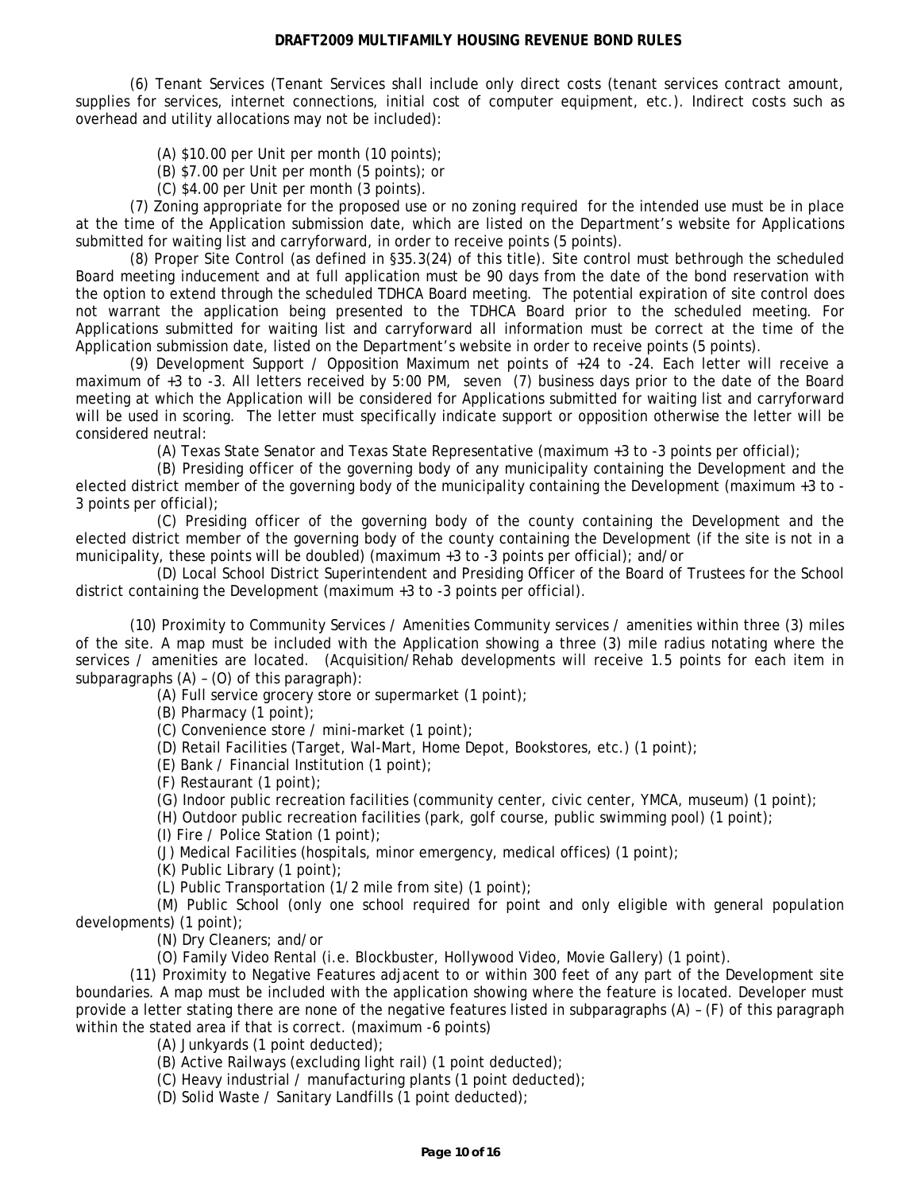(6) Tenant Services (Tenant Services shall include only direct costs (tenant services contract amount, supplies for services, internet connections, initial cost of computer equipment, etc.). Indirect costs such as overhead and utility allocations may not be included):

(A) $10.00 per Unit per month (10 points);

(B) $7.00 per Unit per month (5 points); or

(C) $4.00 per Unit per month (3 points).

(7) Zoning appropriate for the proposed use or no zoning required for the intended use must be in place at the time of the Application submission date, which are listed on the Department's website for Applications submitted for waiting list and carryforward, in order to receive points (5 points).

(8) Proper Site Control (as defined in §35.3(24) of this title). Site control must bethrough the scheduled Board meeting inducement and at full application must be 90 days from the date of the bond reservation with the option to extend through the scheduled TDHCA Board meeting. The potential expiration of site control does not warrant the application being presented to the TDHCA Board prior to the scheduled meeting. For Applications submitted for waiting list and carryforward all information must be correct at the time of the Application submission date, listed on the Department's website in order to receive points (5 points).

(9) Development Support / Opposition Maximum net points of +24 to -24. Each letter will receive a maximum of +3 to -3. All letters received by 5:00 PM, seven (7) business days prior to the date of the Board meeting at which the Application will be considered for Applications submitted for waiting list and carryforward will be used in scoring. The letter must specifically indicate support or opposition otherwise the letter will be considered neutral:

(A) Texas State Senator and Texas State Representative (maximum +3 to -3 points per official);

(B) Presiding officer of the governing body of any municipality containing the Development and the elected district member of the governing body of the municipality containing the Development (maximum +3 to -3 points per official);

(C) Presiding officer of the governing body of the county containing the Development and the elected district member of the governing body of the county containing the Development (if the site is not in a municipality, these points will be doubled) (maximum +3 to -3 points per official); and/or

(D) Local School District Superintendent and Presiding Officer of the Board of Trustees for the School district containing the Development (maximum +3 to -3 points per official).

(10) Proximity to Community Services / Amenities Community services / amenities within three (3) miles of the site. A map must be included with the Application showing a three (3) mile radius notating where the services / amenities are located. (Acquisition/Rehab developments will receive 1.5 points for each item in subparagraphs (A) – (O) of this paragraph):

(A) Full service grocery store or supermarket (1 point);

(B) Pharmacy (1 point);

(C) Convenience store / mini-market (1 point);

(D) Retail Facilities (Target, Wal-Mart, Home Depot, Bookstores, etc.) (1 point);

(E) Bank / Financial Institution (1 point);

(F) Restaurant (1 point);

(G) Indoor public recreation facilities (community center, civic center, YMCA, museum) (1 point);

(H) Outdoor public recreation facilities (park, golf course, public swimming pool) (1 point);

(I) Fire / Police Station (1 point);

(J) Medical Facilities (hospitals, minor emergency, medical offices) (1 point);

(K) Public Library (1 point);

(L) Public Transportation (1/2 mile from site) (1 point);

(M) Public School (only one school required for point and only eligible with general population developments) (1 point);

(N) Dry Cleaners; and/or

(O) Family Video Rental (i.e. Blockbuster, Hollywood Video, Movie Gallery) (1 point).

(11) Proximity to Negative Features adjacent to or within 300 feet of any part of the Development site boundaries. A map must be included with the application showing where the feature is located. Developer must provide a letter stating there are none of the negative features listed in subparagraphs (A) – (F) of this paragraph within the stated area if that is correct. (maximum -6 points)

(A) Junkyards (1 point deducted);

(B) Active Railways (excluding light rail) (1 point deducted);

(C) Heavy industrial / manufacturing plants (1 point deducted);

(D) Solid Waste / Sanitary Landfills (1 point deducted);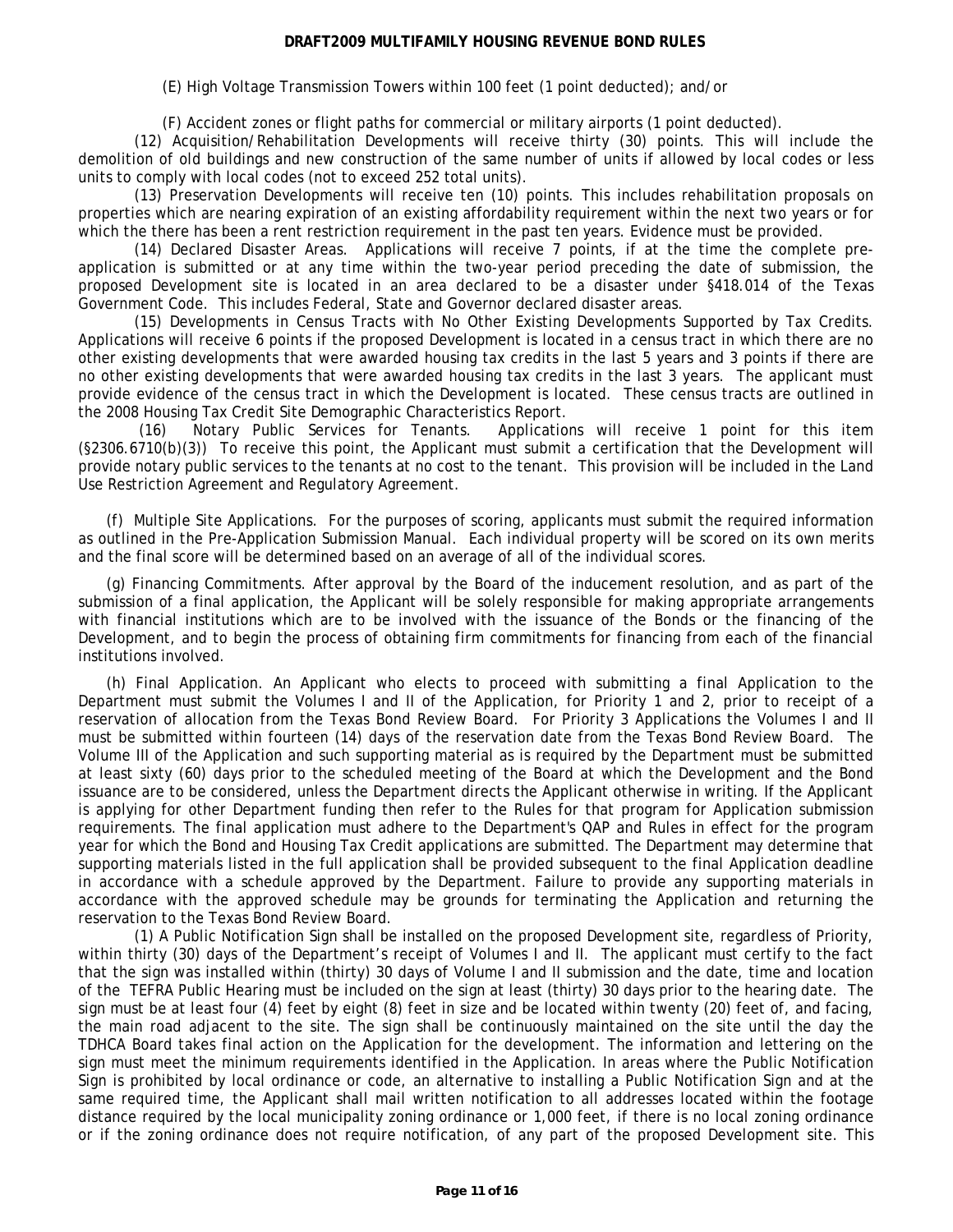(E) High Voltage Transmission Towers within 100 feet (1 point deducted); and/or

(F) Accident zones or flight paths for commercial or military airports (1 point deducted).

(12) Acquisition/Rehabilitation Developments will receive thirty (30) points. This will include the demolition of old buildings and new construction of the same number of units if allowed by local codes or less units to comply with local codes (not to exceed 252 total units).

(13) Preservation Developments will receive ten (10) points. This includes rehabilitation proposals on properties which are nearing expiration of an existing affordability requirement within the next two years or for which the there has been a rent restriction requirement in the past ten years. Evidence must be provided.

(14) Declared Disaster Areas. Applications will receive 7 points, if at the time the complete pre-application is submitted or at any time within the two-year period preceding the date of submission, the proposed Development site is located in an area declared to be a disaster under §418.014 of the Texas Government Code. This includes Federal, State and Governor declared disaster areas.

(15) Developments in Census Tracts with No Other Existing Developments Supported by Tax Credits. Applications will receive 6 points if the proposed Development is located in a census tract in which there are no other existing developments that were awarded housing tax credits in the last 5 years and 3 points if there are no other existing developments that were awarded housing tax credits in the last 3 years. The applicant must provide evidence of the census tract in which the Development is located. These census tracts are outlined in the 2008 Housing Tax Credit Site Demographic Characteristics Report.

(16) Notary Public Services for Tenants. Applications will receive 1 point for this item (§2306.6710(b)(3)) To receive this point, the Applicant must submit a certification that the Development will provide notary public services to the tenants at no cost to the tenant. This provision will be included in the Land Use Restriction Agreement and Regulatory Agreement.

(f) Multiple Site Applications. For the purposes of scoring, applicants must submit the required information as outlined in the Pre-Application Submission Manual. Each individual property will be scored on its own merits and the final score will be determined based on an average of all of the individual scores.

(g) Financing Commitments. After approval by the Board of the inducement resolution, and as part of the submission of a final application, the Applicant will be solely responsible for making appropriate arrangements with financial institutions which are to be involved with the issuance of the Bonds or the financing of the Development, and to begin the process of obtaining firm commitments for financing from each of the financial institutions involved.

(h) Final Application. An Applicant who elects to proceed with submitting a final Application to the Department must submit the Volumes I and II of the Application, for Priority 1 and 2, prior to receipt of a reservation of allocation from the Texas Bond Review Board. For Priority 3 Applications the Volumes I and II must be submitted within fourteen (14) days of the reservation date from the Texas Bond Review Board. The Volume III of the Application and such supporting material as is required by the Department must be submitted at least sixty (60) days prior to the scheduled meeting of the Board at which the Development and the Bond issuance are to be considered, unless the Department directs the Applicant otherwise in writing. If the Applicant is applying for other Department funding then refer to the Rules for that program for Application submission requirements. The final application must adhere to the Department's QAP and Rules in effect for the program year for which the Bond and Housing Tax Credit applications are submitted. The Department may determine that supporting materials listed in the full application shall be provided subsequent to the final Application deadline in accordance with a schedule approved by the Department. Failure to provide any supporting materials in accordance with the approved schedule may be grounds for terminating the Application and returning the reservation to the Texas Bond Review Board.

(1) A Public Notification Sign shall be installed on the proposed Development site, regardless of Priority, within thirty (30) days of the Department's receipt of Volumes I and II. The applicant must certify to the fact that the sign was installed within (thirty) 30 days of Volume I and II submission and the date, time and location of the TEFRA Public Hearing must be included on the sign at least (thirty) 30 days prior to the hearing date. The sign must be at least four (4) feet by eight (8) feet in size and be located within twenty (20) feet of, and facing, the main road adjacent to the site. The sign shall be continuously maintained on the site until the day the TDHCA Board takes final action on the Application for the development. The information and lettering on the sign must meet the minimum requirements identified in the Application. In areas where the Public Notification Sign is prohibited by local ordinance or code, an alternative to installing a Public Notification Sign and at the same required time, the Applicant shall mail written notification to all addresses located within the footage distance required by the local municipality zoning ordinance or 1,000 feet, if there is no local zoning ordinance or if the zoning ordinance does not require notification, of any part of the proposed Development site. This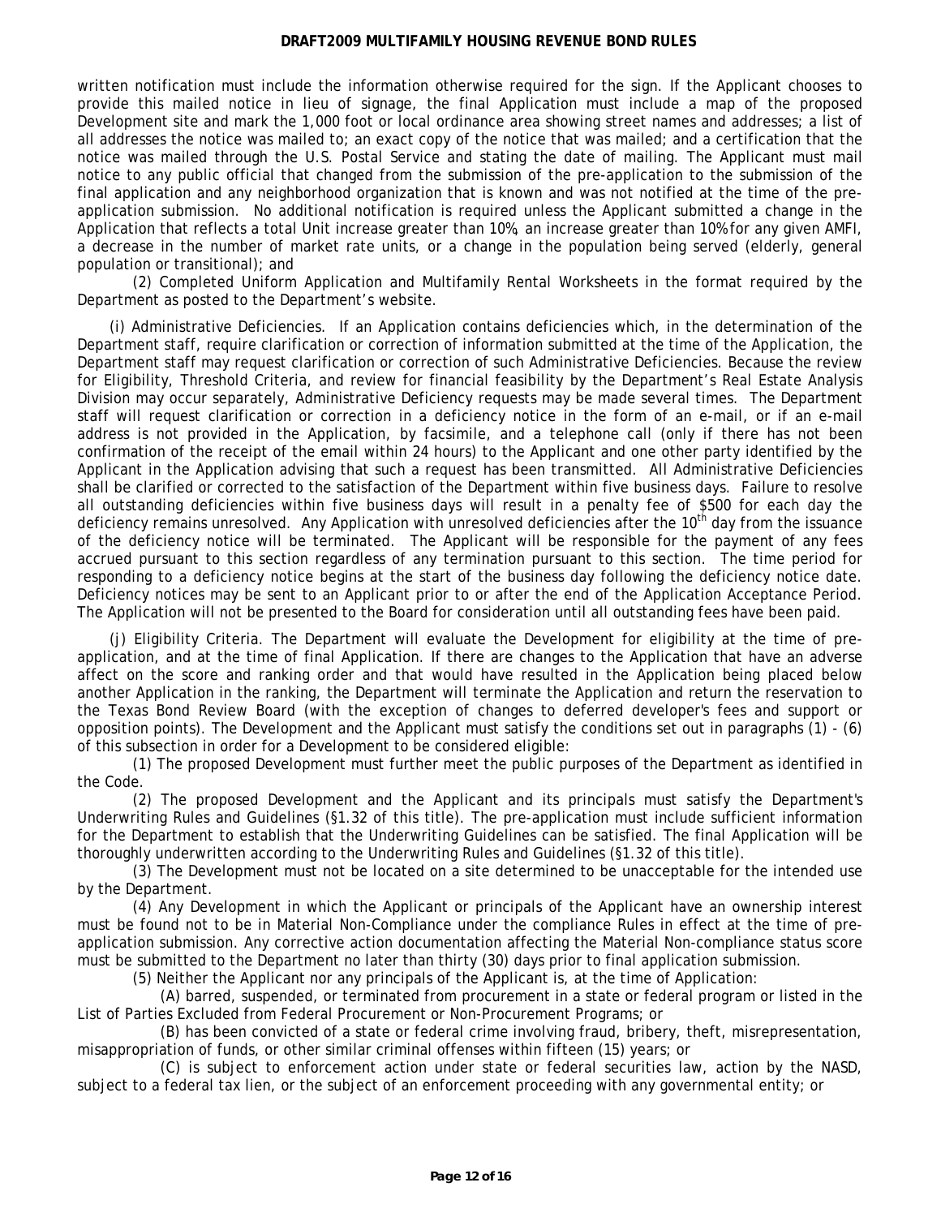written notification must include the information otherwise required for the sign. If the Applicant chooses to provide this mailed notice in lieu of signage, the final Application must include a map of the proposed Development site and mark the 1,000 foot or local ordinance area showing street names and addresses; a list of all addresses the notice was mailed to; an exact copy of the notice that was mailed; and a certification that the notice was mailed through the U.S. Postal Service and stating the date of mailing. The Applicant must mail notice to any public official that changed from the submission of the pre-application to the submission of the final application and any neighborhood organization that is known and was not notified at the time of the pre-application submission. No additional notification is required unless the Applicant submitted a change in the Application that reflects a total Unit increase greater than 10%, an increase greater than 10% for any given AMFI, a decrease in the number of market rate units, or a change in the population being served (elderly, general population or transitional); and

(2) Completed Uniform Application and Multifamily Rental Worksheets in the format required by the Department as posted to the Department's website.

(i) Administrative Deficiencies. If an Application contains deficiencies which, in the determination of the Department staff, require clarification or correction of information submitted at the time of the Application, the Department staff may request clarification or correction of such Administrative Deficiencies. Because the review for Eligibility, Threshold Criteria, and review for financial feasibility by the Department's Real Estate Analysis Division may occur separately, Administrative Deficiency requests may be made several times. The Department staff will request clarification or correction in a deficiency notice in the form of an e-mail, or if an e-mail address is not provided in the Application, by facsimile, and a telephone call (only if there has not been confirmation of the receipt of the email within 24 hours) to the Applicant and one other party identified by the Applicant in the Application advising that such a request has been transmitted. All Administrative Deficiencies shall be clarified or corrected to the satisfaction of the Department within five business days. Failure to resolve all outstanding deficiencies within five business days will result in a penalty fee of $500 for each day the deficiency remains unresolved. Any Application with unresolved deficiencies after the 10th day from the issuance of the deficiency notice will be terminated. The Applicant will be responsible for the payment of any fees accrued pursuant to this section regardless of any termination pursuant to this section. The time period for responding to a deficiency notice begins at the start of the business day following the deficiency notice date. Deficiency notices may be sent to an Applicant prior to or after the end of the Application Acceptance Period. The Application will not be presented to the Board for consideration until all outstanding fees have been paid.

(j) Eligibility Criteria. The Department will evaluate the Development for eligibility at the time of pre-application, and at the time of final Application. If there are changes to the Application that have an adverse affect on the score and ranking order and that would have resulted in the Application being placed below another Application in the ranking, the Department will terminate the Application and return the reservation to the Texas Bond Review Board (with the exception of changes to deferred developer's fees and support or opposition points). The Development and the Applicant must satisfy the conditions set out in paragraphs (1) - (6) of this subsection in order for a Development to be considered eligible:

(1) The proposed Development must further meet the public purposes of the Department as identified in the Code.

(2) The proposed Development and the Applicant and its principals must satisfy the Department's Underwriting Rules and Guidelines (§1.32 of this title). The pre-application must include sufficient information for the Department to establish that the Underwriting Guidelines can be satisfied. The final Application will be thoroughly underwritten according to the Underwriting Rules and Guidelines (§1.32 of this title).

(3) The Development must not be located on a site determined to be unacceptable for the intended use by the Department.

(4) Any Development in which the Applicant or principals of the Applicant have an ownership interest must be found not to be in Material Non-Compliance under the compliance Rules in effect at the time of pre-application submission. Any corrective action documentation affecting the Material Non-compliance status score must be submitted to the Department no later than thirty (30) days prior to final application submission.

(5) Neither the Applicant nor any principals of the Applicant is, at the time of Application:

(A) barred, suspended, or terminated from procurement in a state or federal program or listed in the List of Parties Excluded from Federal Procurement or Non-Procurement Programs; or

(B) has been convicted of a state or federal crime involving fraud, bribery, theft, misrepresentation, misappropriation of funds, or other similar criminal offenses within fifteen (15) years; or

(C) is subject to enforcement action under state or federal securities law, action by the NASD, subject to a federal tax lien, or the subject of an enforcement proceeding with any governmental entity; or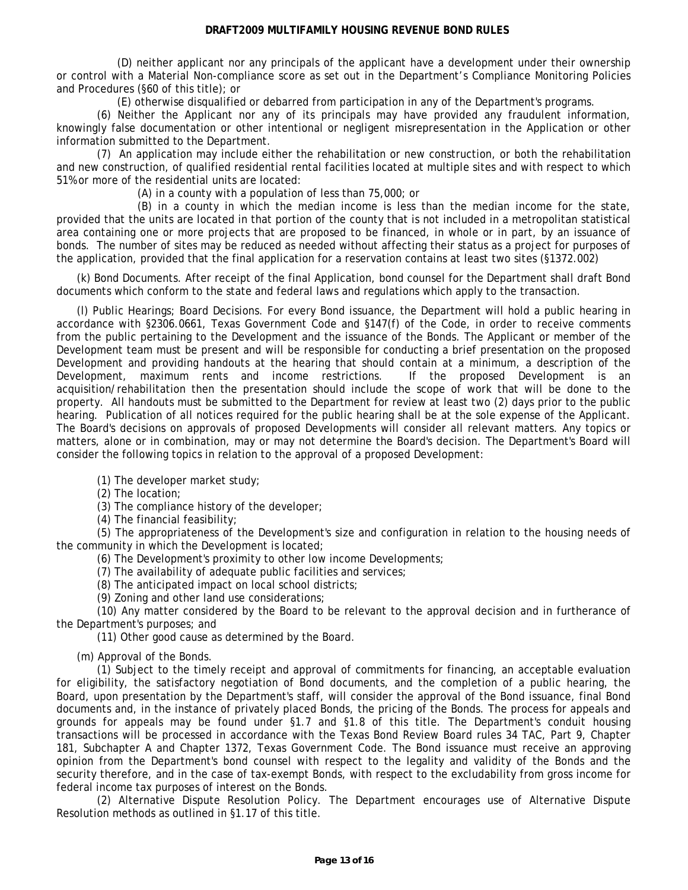(D) neither applicant nor any principals of the applicant have a development under their ownership or control with a Material Non-compliance score as set out in the Department's Compliance Monitoring Policies and Procedures (§60 of this title); or

(E) otherwise disqualified or debarred from participation in any of the Department's programs.

(6) Neither the Applicant nor any of its principals may have provided any fraudulent information, knowingly false documentation or other intentional or negligent misrepresentation in the Application or other information submitted to the Department.

(7) An application may include either the rehabilitation or new construction, or both the rehabilitation and new construction, of qualified residential rental facilities located at multiple sites and with respect to which 51% or more of the residential units are located:

(A) in a county with a population of less than 75,000; or

(B) in a county in which the median income is less than the median income for the state, provided that the units are located in that portion of the county that is not included in a metropolitan statistical area containing one or more projects that are proposed to be financed, in whole or in part, by an issuance of bonds. The number of sites may be reduced as needed without affecting their status as a project for purposes of the application, provided that the final application for a reservation contains at least two sites (§1372.002)

(k) Bond Documents. After receipt of the final Application, bond counsel for the Department shall draft Bond documents which conform to the state and federal laws and regulations which apply to the transaction.

(l) Public Hearings; Board Decisions. For every Bond issuance, the Department will hold a public hearing in accordance with §2306.0661, Texas Government Code and §147(f) of the Code, in order to receive comments from the public pertaining to the Development and the issuance of the Bonds. The Applicant or member of the Development team must be present and will be responsible for conducting a brief presentation on the proposed Development and providing handouts at the hearing that should contain at a minimum, a description of the Development, maximum rents and income restrictions. If the proposed Development is an acquisition/rehabilitation then the presentation should include the scope of work that will be done to the property. All handouts must be submitted to the Department for review at least two (2) days prior to the public hearing. Publication of all notices required for the public hearing shall be at the sole expense of the Applicant. The Board's decisions on approvals of proposed Developments will consider all relevant matters. Any topics or matters, alone or in combination, may or may not determine the Board's decision. The Department's Board will consider the following topics in relation to the approval of a proposed Development:

(1) The developer market study;

(2) The location;

(3) The compliance history of the developer;

(4) The financial feasibility;

(5) The appropriateness of the Development's size and configuration in relation to the housing needs of the community in which the Development is located;

(6) The Development's proximity to other low income Developments;

(7) The availability of adequate public facilities and services;

(8) The anticipated impact on local school districts;

(9) Zoning and other land use considerations;

(10) Any matter considered by the Board to be relevant to the approval decision and in furtherance of the Department's purposes; and

(11) Other good cause as determined by the Board.

(m) Approval of the Bonds.

(1) Subject to the timely receipt and approval of commitments for financing, an acceptable evaluation for eligibility, the satisfactory negotiation of Bond documents, and the completion of a public hearing, the Board, upon presentation by the Department's staff, will consider the approval of the Bond issuance, final Bond documents and, in the instance of privately placed Bonds, the pricing of the Bonds. The process for appeals and grounds for appeals may be found under §1.7 and §1.8 of this title. The Department's conduit housing transactions will be processed in accordance with the Texas Bond Review Board rules 34 TAC, Part 9, Chapter 181, Subchapter A and Chapter 1372, Texas Government Code. The Bond issuance must receive an approving opinion from the Department's bond counsel with respect to the legality and validity of the Bonds and the security therefore, and in the case of tax-exempt Bonds, with respect to the excludability from gross income for federal income tax purposes of interest on the Bonds.

(2) Alternative Dispute Resolution Policy. The Department encourages use of Alternative Dispute Resolution methods as outlined in §1.17 of this title.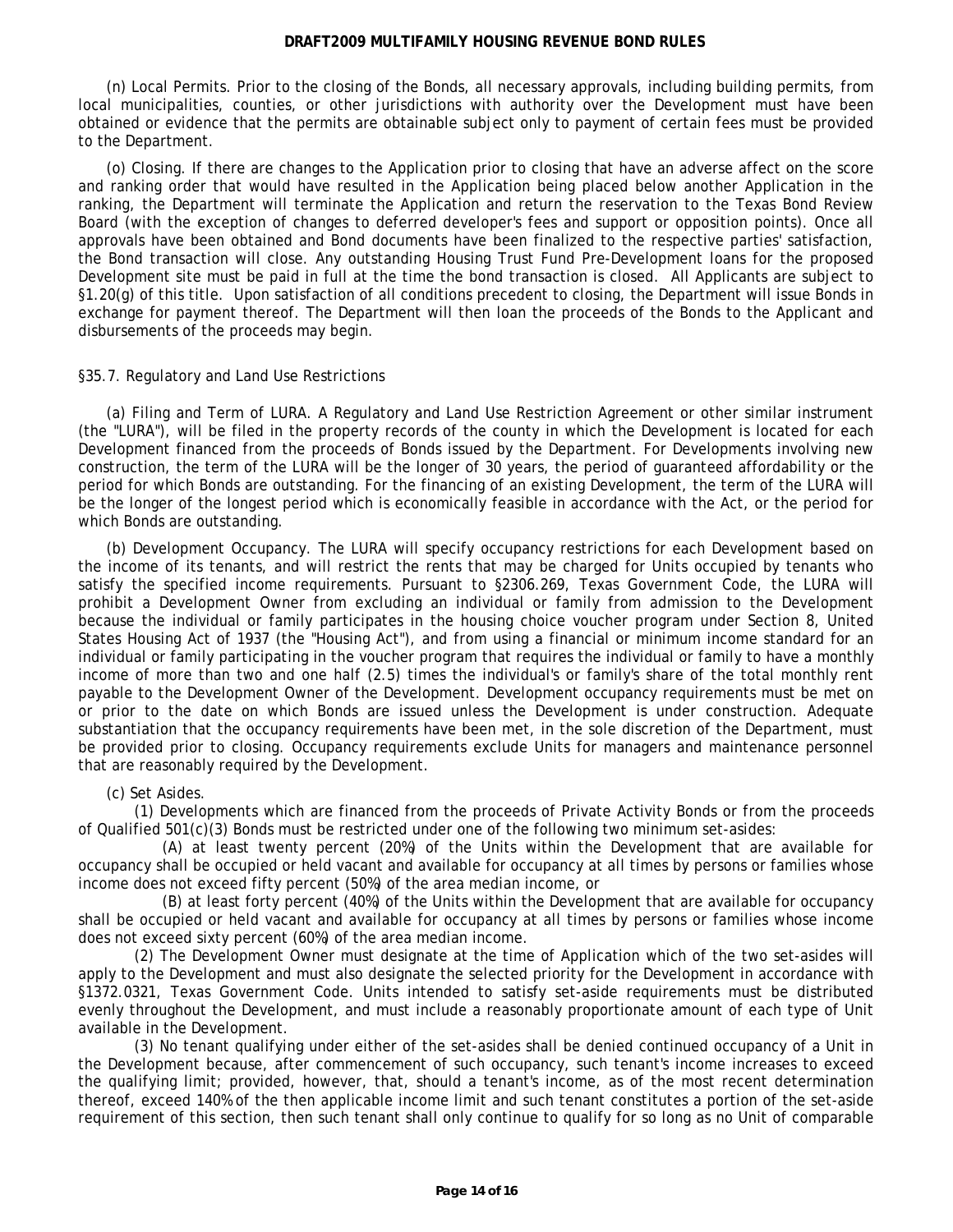(n) Local Permits. Prior to the closing of the Bonds, all necessary approvals, including building permits, from local municipalities, counties, or other jurisdictions with authority over the Development must have been obtained or evidence that the permits are obtainable subject only to payment of certain fees must be provided to the Department.

(o) Closing. If there are changes to the Application prior to closing that have an adverse affect on the score and ranking order that would have resulted in the Application being placed below another Application in the ranking, the Department will terminate the Application and return the reservation to the Texas Bond Review Board (with the exception of changes to deferred developer's fees and support or opposition points). Once all approvals have been obtained and Bond documents have been finalized to the respective parties' satisfaction, the Bond transaction will close. Any outstanding Housing Trust Fund Pre-Development loans for the proposed Development site must be paid in full at the time the bond transaction is closed. All Applicants are subject to §1.20(g) of this title. Upon satisfaction of all conditions precedent to closing, the Department will issue Bonds in exchange for payment thereof. The Department will then loan the proceeds of the Bonds to the Applicant and disbursements of the proceeds may begin.

## §35.7. Regulatory and Land Use Restrictions

(a) Filing and Term of LURA. A Regulatory and Land Use Restriction Agreement or other similar instrument (the "LURA"), will be filed in the property records of the county in which the Development is located for each Development financed from the proceeds of Bonds issued by the Department. For Developments involving new construction, the term of the LURA will be the longer of 30 years, the period of guaranteed affordability or the period for which Bonds are outstanding. For the financing of an existing Development, the term of the LURA will be the longer of the longest period which is economically feasible in accordance with the Act, or the period for which Bonds are outstanding.

(b) Development Occupancy. The LURA will specify occupancy restrictions for each Development based on the income of its tenants, and will restrict the rents that may be charged for Units occupied by tenants who satisfy the specified income requirements. Pursuant to §2306.269, Texas Government Code, the LURA will prohibit a Development Owner from excluding an individual or family from admission to the Development because the individual or family participates in the housing choice voucher program under Section 8, United States Housing Act of 1937 (the "Housing Act"), and from using a financial or minimum income standard for an individual or family participating in the voucher program that requires the individual or family to have a monthly income of more than two and one half (2.5) times the individual's or family's share of the total monthly rent payable to the Development Owner of the Development. Development occupancy requirements must be met on or prior to the date on which Bonds are issued unless the Development is under construction. Adequate substantiation that the occupancy requirements have been met, in the sole discretion of the Department, must be provided prior to closing. Occupancy requirements exclude Units for managers and maintenance personnel that are reasonably required by the Development.

(c) Set Asides.

(1) Developments which are financed from the proceeds of Private Activity Bonds or from the proceeds of Qualified 501(c)(3) Bonds must be restricted under one of the following two minimum set-asides:

(A) at least twenty percent (20%) of the Units within the Development that are available for occupancy shall be occupied or held vacant and available for occupancy at all times by persons or families whose income does not exceed fifty percent (50%) of the area median income, or

(B) at least forty percent (40%) of the Units within the Development that are available for occupancy shall be occupied or held vacant and available for occupancy at all times by persons or families whose income does not exceed sixty percent (60%) of the area median income.

(2) The Development Owner must designate at the time of Application which of the two set-asides will apply to the Development and must also designate the selected priority for the Development in accordance with §1372.0321, Texas Government Code. Units intended to satisfy set-aside requirements must be distributed evenly throughout the Development, and must include a reasonably proportionate amount of each type of Unit available in the Development.

(3) No tenant qualifying under either of the set-asides shall be denied continued occupancy of a Unit in the Development because, after commencement of such occupancy, such tenant's income increases to exceed the qualifying limit; provided, however, that, should a tenant's income, as of the most recent determination thereof, exceed 140% of the then applicable income limit and such tenant constitutes a portion of the set-aside requirement of this section, then such tenant shall only continue to qualify for so long as no Unit of comparable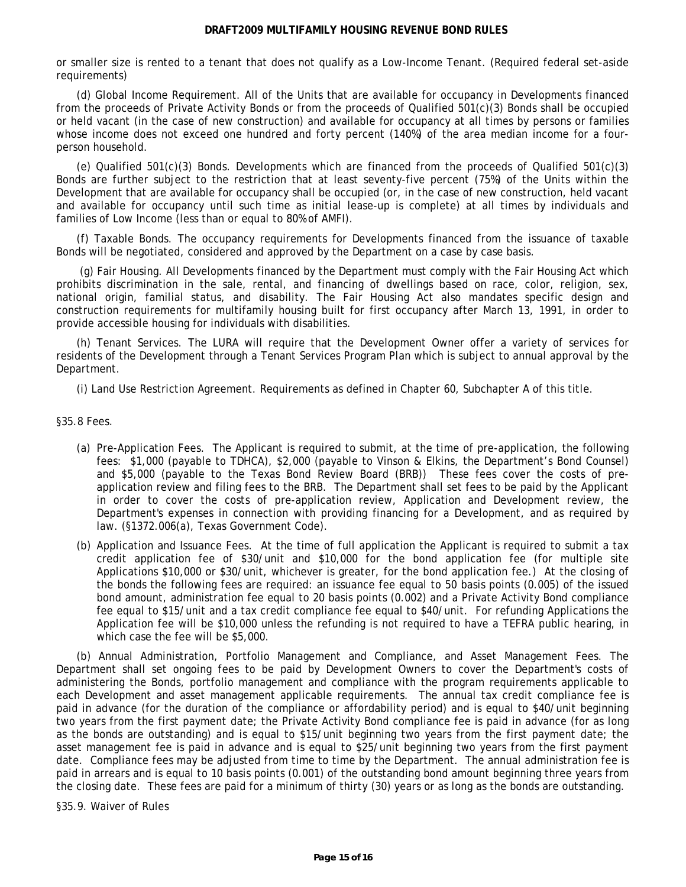or smaller size is rented to a tenant that does not qualify as a Low-Income Tenant. (Required federal set-aside requirements)

(d) Global Income Requirement. All of the Units that are available for occupancy in Developments financed from the proceeds of Private Activity Bonds or from the proceeds of Qualified 501(c)(3) Bonds shall be occupied or held vacant (in the case of new construction) and available for occupancy at all times by persons or families whose income does not exceed one hundred and forty percent (140%) of the area median income for a four-person household.

(e) Qualified 501(c)(3) Bonds. Developments which are financed from the proceeds of Qualified 501(c)(3) Bonds are further subject to the restriction that at least seventy-five percent (75%) of the Units within the Development that are available for occupancy shall be occupied (or, in the case of new construction, held vacant and available for occupancy until such time as initial lease-up is complete) at all times by individuals and families of Low Income (less than or equal to 80% of AMFI).

(f) Taxable Bonds. The occupancy requirements for Developments financed from the issuance of taxable Bonds will be negotiated, considered and approved by the Department on a case by case basis.

(g) Fair Housing. All Developments financed by the Department must comply with the Fair Housing Act which prohibits discrimination in the sale, rental, and financing of dwellings based on race, color, religion, sex, national origin, familial status, and disability. The Fair Housing Act also mandates specific design and construction requirements for multifamily housing built for first occupancy after March 13, 1991, in order to provide accessible housing for individuals with disabilities.

(h) Tenant Services. The LURA will require that the Development Owner offer a variety of services for residents of the Development through a Tenant Services Program Plan which is subject to annual approval by the Department.

(i) Land Use Restriction Agreement. Requirements as defined in Chapter 60, Subchapter A of this title.

§35.8 Fees.

(a) Pre-Application Fees. The Applicant is required to submit, at the time of pre-application, the following fees: $1,000 (payable to TDHCA), $2,000 (payable to Vinson & Elkins, the Department's Bond Counsel) and $5,000 (payable to the Texas Bond Review Board (BRB)) These fees cover the costs of pre-application review and filing fees to the BRB. The Department shall set fees to be paid by the Applicant in order to cover the costs of pre-application review, Application and Development review, the Department's expenses in connection with providing financing for a Development, and as required by law. (§1372.006(a), Texas Government Code).

(b) Application and Issuance Fees. At the time of full application the Applicant is required to submit a tax credit application fee of $30/unit and $10,000 for the bond application fee (for multiple site Applications $10,000 or $30/unit, whichever is greater, for the bond application fee.) At the closing of the bonds the following fees are required: an issuance fee equal to 50 basis points (0.005) of the issued bond amount, administration fee equal to 20 basis points (0.002) and a Private Activity Bond compliance fee equal to $15/unit and a tax credit compliance fee equal to $40/unit. For refunding Applications the Application fee will be $10,000 unless the refunding is not required to have a TEFRA public hearing, in which case the fee will be $5,000.

(b) Annual Administration, Portfolio Management and Compliance, and Asset Management Fees. The Department shall set ongoing fees to be paid by Development Owners to cover the Department's costs of administering the Bonds, portfolio management and compliance with the program requirements applicable to each Development and asset management applicable requirements. The annual tax credit compliance fee is paid in advance (for the duration of the compliance or affordability period) and is equal to $40/unit beginning two years from the first payment date; the Private Activity Bond compliance fee is paid in advance (for as long as the bonds are outstanding) and is equal to $15/unit beginning two years from the first payment date; the asset management fee is paid in advance and is equal to $25/unit beginning two years from the first payment date. Compliance fees may be adjusted from time to time by the Department. The annual administration fee is paid in arrears and is equal to 10 basis points (0.001) of the outstanding bond amount beginning three years from the closing date. These fees are paid for a minimum of thirty (30) years or as long as the bonds are outstanding.

§35.9. Waiver of Rules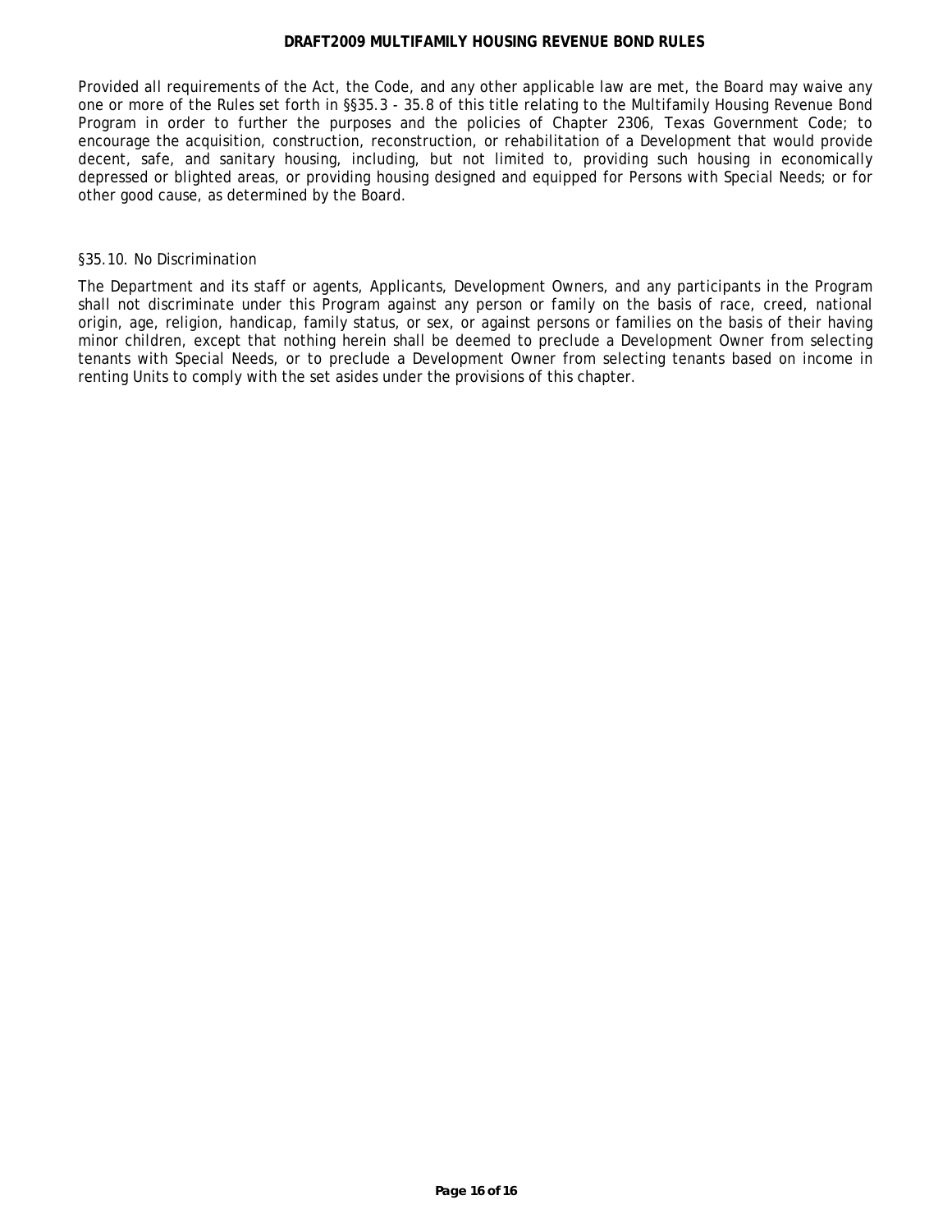Provided all requirements of the Act, the Code, and any other applicable law are met, the Board may waive any one or more of the Rules set forth in §§35.3 - 35.8 of this title relating to the Multifamily Housing Revenue Bond Program in order to further the purposes and the policies of Chapter 2306, Texas Government Code; to encourage the acquisition, construction, reconstruction, or rehabilitation of a Development that would provide decent, safe, and sanitary housing, including, but not limited to, providing such housing in economically depressed or blighted areas, or providing housing designed and equipped for Persons with Special Needs; or for other good cause, as determined by the Board.

## §35.10. No Discrimination

The Department and its staff or agents, Applicants, Development Owners, and any participants in the Program shall not discriminate under this Program against any person or family on the basis of race, creed, national origin, age, religion, handicap, family status, or sex, or against persons or families on the basis of their having minor children, except that nothing herein shall be deemed to preclude a Development Owner from selecting tenants with Special Needs, or to preclude a Development Owner from selecting tenants based on income in renting Units to comply with the set asides under the provisions of this chapter.